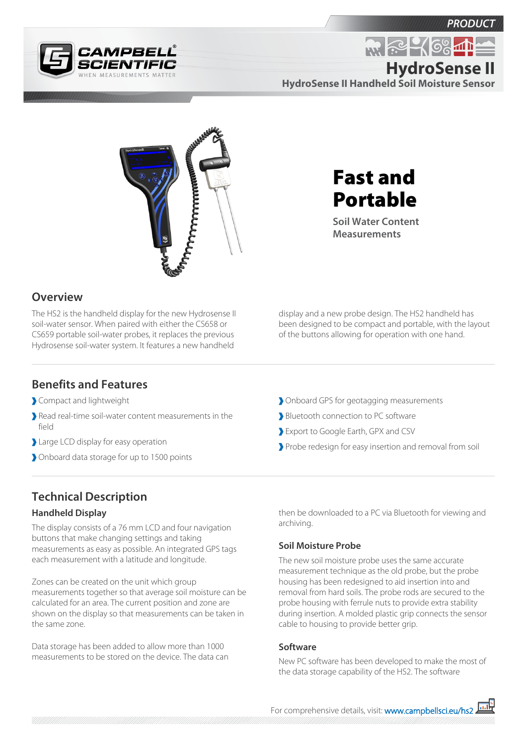PRODUCT

CAMPBELL SCIENTIFIC

WHEN MEASUREMENTS MATTER

# HydroSense II

## HydroSense II Handheld Soil Moisture Sensor

# Fast and Portable

### Soil Water Content Measurements

## Overview

The HS2 is the handheld display for the new Hydrosense II soil-water sensor. When paired with either the CS658 or CS659 portable soil-water probes, it replaces the previous Hydrosense soil-water system. It features a new handheld display and a new probe design. The HS2 handheld has been designed to be compact and portable, with the layout of the buttons allowing for operation with one hand.

## Benefits and Features

- Compact and lightweight
- Read real-time soil-water content measurements in the field
- Large LCD display for easy operation
- Onboard data storage for up to 1500 points
- Onboard GPS for geotagging measurements
- Bluetooth connection to PC software
- Export to Google Earth, GPX and CSV
- Probe redesign for easy insertion and removal from soil

## Technical Description

### Handheld Display

The display consists of a 76 mm LCD and four navigation buttons that make changing settings and taking measurements as easy as possible. An integrated GPS tags each measurement with a latitude and longitude.

Zones can be created on the unit which group measurements together so that average soil moisture can be calculated for an area. The current position and zone are shown on the display so that measurements can be taken in the same zone.

Data storage has been added to allow more than 1000 measurements to be stored on the device. The data can then be downloaded to a PC via Bluetooth for viewing and archiving.

### Soil Moisture Probe

The new soil moisture probe uses the same accurate measurement technique as the old probe, but the probe housing has been redesigned to aid insertion into and removal from hard soils. The probe rods are secured to the probe housing with ferrule nuts to provide extra stability during insertion. A molded plastic grip connects the sensor cable to housing to provide better grip.

### Software

New PC software has been developed to make the most of the data storage capability of the HS2. The software

For comprehensive details, visit: www.campbellsci.eu/hs2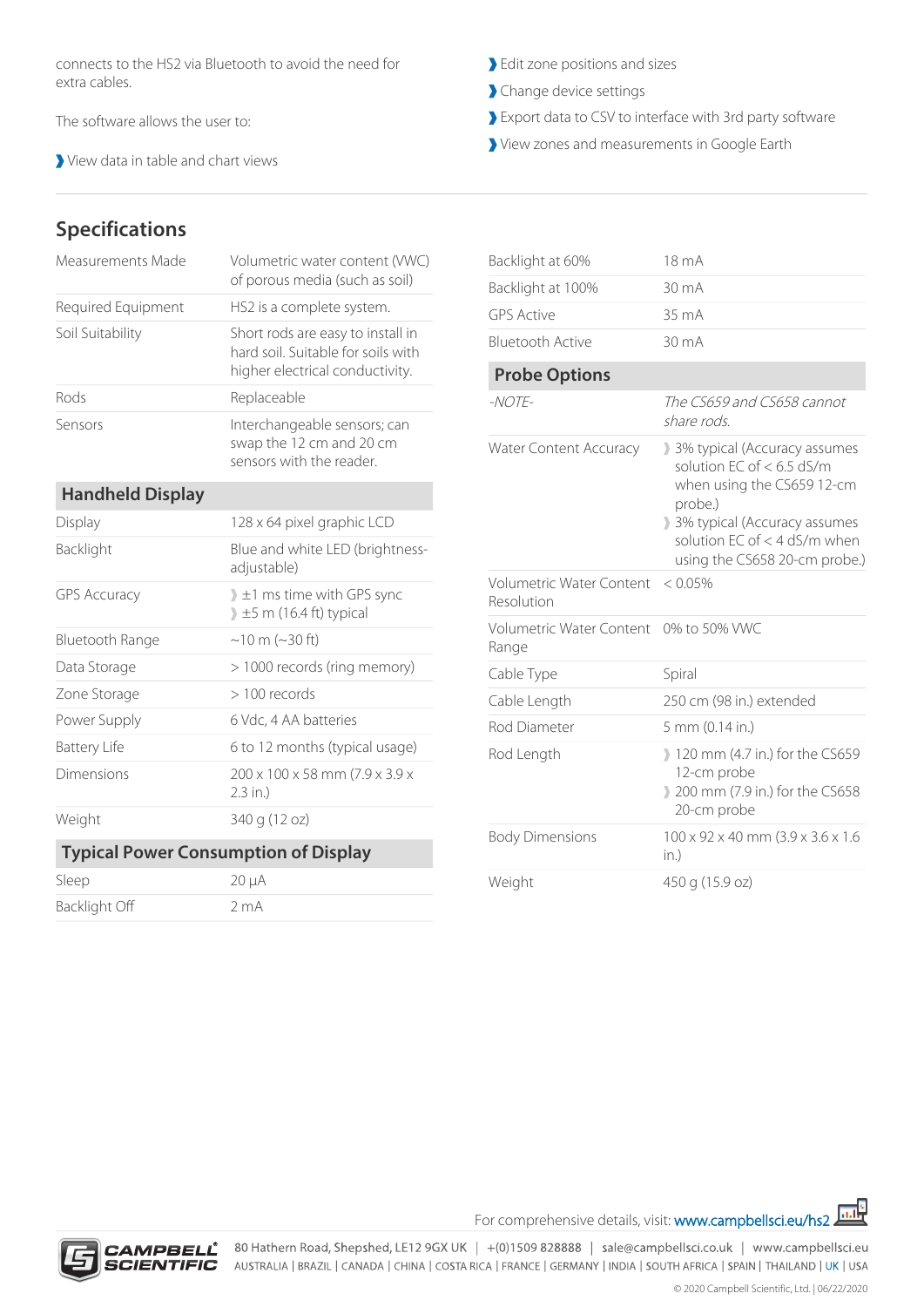connects to the HS2 via Bluetooth to avoid the need for extra cables.

The software allows the user to:

- View data in table and chart views
- Edit zone positions and sizes
- Change device settings
- Export data to CSV to interface with 3rd party software
- View zones and measurements in Google Earth

## Specifications

| | |
|---|---|
| Measurements Made | Volumetric water content (VWC) of porous media (such as soil) |
| Required Equipment | HS2 is a complete system. |
| Soil Suitability | Short rods are easy to install in hard soil. Suitable for soils with higher electrical conductivity. |
| Rods | Replaceable |
| Sensors | Interchangeable sensors; can swap the 12 cm and 20 cm sensors with the reader. |

### Handheld Display

| | |
|---|---|
| Display | 128 x 64 pixel graphic LCD |
| Backlight | Blue and white LED (brightness-adjustable) |
| GPS Accuracy | ±1 ms time with GPS sync<br>±5 m (16.4 ft) typical |
| Bluetooth Range | ~10 m (~30 ft) |
| Data Storage | > 1000 records (ring memory) |
| Zone Storage | > 100 records |
| Power Supply | 6 Vdc, 4 AA batteries |
| Battery Life | 6 to 12 months (typical usage) |
| Dimensions | 200 x 100 x 58 mm (7.9 x 3.9 x 2.3 in.) |
| Weight | 340 g (12 oz) |

### Typical Power Consumption of Display

| | |
|---|---|
| Sleep | 20 µA |
| Backlight Off | 2 mA |
| Backlight at 60% | 18 mA |
| Backlight at 100% | 30 mA |
| GPS Active | 35 mA |
| Bluetooth Active | 30 mA |

### Probe Options

| | |
|---|---|
| *-NOTE-* | *The CS659 and CS658 cannot share rods.* |
| Water Content Accuracy | 3% typical (Accuracy assumes solution EC of < 6.5 dS/m when using the CS659 12-cm probe.)<br>3% typical (Accuracy assumes solution EC of < 4 dS/m when using the CS658 20-cm probe.) |
| Volumetric Water Content Resolution | < 0.05% |
| Volumetric Water Content Range | 0% to 50% VWC |
| Cable Type | Spiral |
| Cable Length | 250 cm (98 in.) extended |
| Rod Diameter | 5 mm (0.14 in.) |
| Rod Length | 120 mm (4.7 in.) for the CS659 12-cm probe<br>200 mm (7.9 in.) for the CS658 20-cm probe |
| Body Dimensions | 100 x 92 x 40 mm (3.9 x 3.6 x 1.6 in.) |
| Weight | 450 g (15.9 oz) |

For comprehensive details, visit: www.campbellsci.eu/hs2

CAMPBELL SCIENTIFIC

80 Hathern Road, Shepshed, LE12 9GX UK | +(0)1509 828888 | sale@campbellsci.co.uk | www.campbellsci.eu

AUSTRALIA | BRAZIL | CANADA | CHINA | COSTA RICA | FRANCE | GERMANY | INDIA | SOUTH AFRICA | SPAIN | THAILAND | UK | USA

© 2020 Campbell Scientific, Ltd. | 06/22/2020